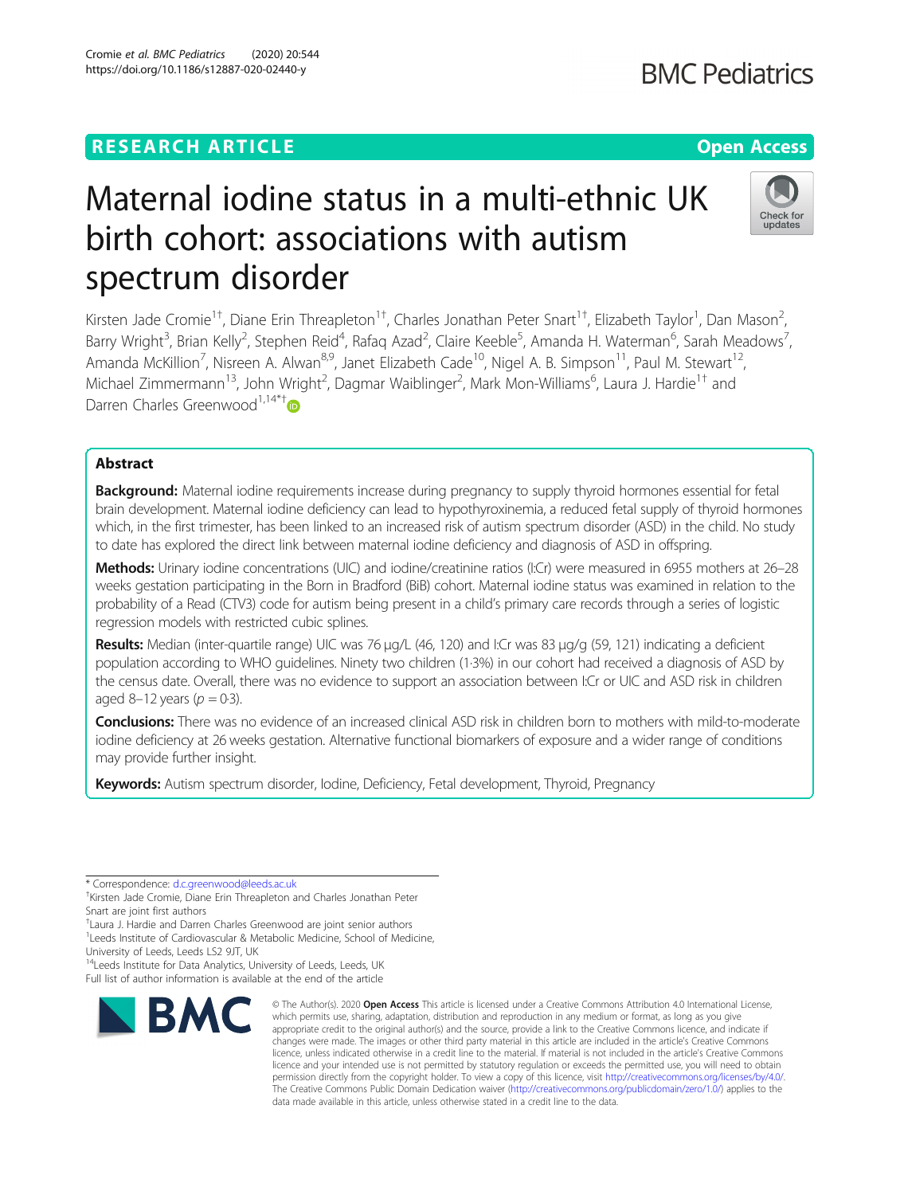**RESEARCH ARTICLE** **Open Access**

# Maternal iodine status in a multi-ethnic UK birth cohort: associations with autism spectrum disorder

Kirsten Jade Cromie[1†], Diane Erin Threapleton[1†], Charles Jonathan Peter Snart[1†], Elizabeth Taylor[1], Dan Mason[2], Barry Wright[3], Brian Kelly[2], Stephen Reid[4], Rafaq Azad[2], Claire Keeble[5], Amanda H. Waterman[6], Sarah Meadows[7], Amanda McKillion[7], Nisreen A. Alwan[8,9], Janet Elizabeth Cade[10], Nigel A. B. Simpson[11], Paul M. Stewart[12], Michael Zimmermann[13], John Wright[2], Dagmar Waiblinger[2], Mark Mon-Williams[6], Laura J. Hardie[1†] and Darren Charles Greenwood[1,14*†]

## Abstract

**Background:** Maternal iodine requirements increase during pregnancy to supply thyroid hormones essential for fetal brain development. Maternal iodine deficiency can lead to hypothyroxinemia, a reduced fetal supply of thyroid hormones which, in the first trimester, has been linked to an increased risk of autism spectrum disorder (ASD) in the child. No study to date has explored the direct link between maternal iodine deficiency and diagnosis of ASD in offspring.

**Methods:** Urinary iodine concentrations (UIC) and iodine/creatinine ratios (I:Cr) were measured in 6955 mothers at 26–28 weeks gestation participating in the Born in Bradford (BiB) cohort. Maternal iodine status was examined in relation to the probability of a Read (CTV3) code for autism being present in a child's primary care records through a series of logistic regression models with restricted cubic splines.

**Results:** Median (inter-quartile range) UIC was 76 μg/L (46, 120) and I:Cr was 83 μg/g (59, 121) indicating a deficient population according to WHO guidelines. Ninety two children (1·3%) in our cohort had received a diagnosis of ASD by the census date. Overall, there was no evidence to support an association between I:Cr or UIC and ASD risk in children aged 8–12 years ($p = 0{\cdot}3$).

**Conclusions:** There was no evidence of an increased clinical ASD risk in children born to mothers with mild-to-moderate iodine deficiency at 26 weeks gestation. Alternative functional biomarkers of exposure and a wider range of conditions may provide further insight.

**Keywords:** Autism spectrum disorder, Iodine, Deficiency, Fetal development, Thyroid, Pregnancy

---

* Correspondence: d.c.greenwood@leeds.ac.uk

†Kirsten Jade Cromie, Diane Erin Threapleton and Charles Jonathan Peter Snart are joint first authors

†Laura J. Hardie and Darren Charles Greenwood are joint senior authors

[1]Leeds Institute of Cardiovascular & Metabolic Medicine, School of Medicine, University of Leeds, Leeds LS2 9JT, UK

[14]Leeds Institute for Data Analytics, University of Leeds, Leeds, UK

Full list of author information is available at the end of the article

© The Author(s). 2020 **Open Access** This article is licensed under a Creative Commons Attribution 4.0 International License, which permits use, sharing, adaptation, distribution and reproduction in any medium or format, as long as you give appropriate credit to the original author(s) and the source, provide a link to the Creative Commons licence, and indicate if changes were made. The images or other third party material in this article are included in the article's Creative Commons licence, unless indicated otherwise in a credit line to the material. If material is not included in the article's Creative Commons licence and your intended use is not permitted by statutory regulation or exceeds the permitted use, you will need to obtain permission directly from the copyright holder. To view a copy of this licence, visit http://creativecommons.org/licenses/by/4.0/. The Creative Commons Public Domain Dedication waiver (http://creativecommons.org/publicdomain/zero/1.0/) applies to the data made available in this article, unless otherwise stated in a credit line to the data.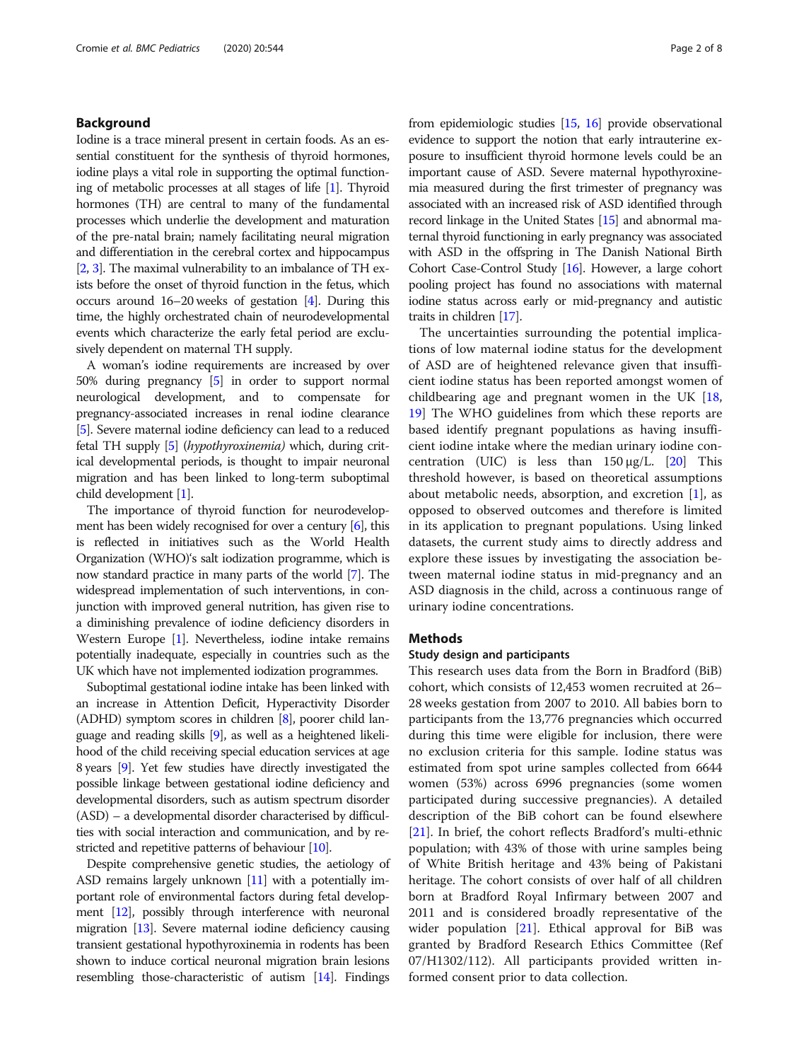## Background

Iodine is a trace mineral present in certain foods. As an essential constituent for the synthesis of thyroid hormones, iodine plays a vital role in supporting the optimal functioning of metabolic processes at all stages of life [1]. Thyroid hormones (TH) are central to many of the fundamental processes which underlie the development and maturation of the pre-natal brain; namely facilitating neural migration and differentiation in the cerebral cortex and hippocampus [2, 3]. The maximal vulnerability to an imbalance of TH exists before the onset of thyroid function in the fetus, which occurs around 16–20 weeks of gestation [4]. During this time, the highly orchestrated chain of neurodevelopmental events which characterize the early fetal period are exclusively dependent on maternal TH supply.

A woman's iodine requirements are increased by over 50% during pregnancy [5] in order to support normal neurological development, and to compensate for pregnancy-associated increases in renal iodine clearance [5]. Severe maternal iodine deficiency can lead to a reduced fetal TH supply [5] (*hypothyroxinemia*) which, during critical developmental periods, is thought to impair neuronal migration and has been linked to long-term suboptimal child development [1].

The importance of thyroid function for neurodevelopment has been widely recognised for over a century [6], this is reflected in initiatives such as the World Health Organization (WHO)'s salt iodization programme, which is now standard practice in many parts of the world [7]. The widespread implementation of such interventions, in conjunction with improved general nutrition, has given rise to a diminishing prevalence of iodine deficiency disorders in Western Europe [1]. Nevertheless, iodine intake remains potentially inadequate, especially in countries such as the UK which have not implemented iodization programmes.

Suboptimal gestational iodine intake has been linked with an increase in Attention Deficit, Hyperactivity Disorder (ADHD) symptom scores in children [8], poorer child language and reading skills [9], as well as a heightened likelihood of the child receiving special education services at age 8 years [9]. Yet few studies have directly investigated the possible linkage between gestational iodine deficiency and developmental disorders, such as autism spectrum disorder (ASD) – a developmental disorder characterised by difficulties with social interaction and communication, and by restricted and repetitive patterns of behaviour [10].

Despite comprehensive genetic studies, the aetiology of ASD remains largely unknown [11] with a potentially important role of environmental factors during fetal development [12], possibly through interference with neuronal migration [13]. Severe maternal iodine deficiency causing transient gestational hypothyroxinemia in rodents has been shown to induce cortical neuronal migration brain lesions resembling those-characteristic of autism [14]. Findings from epidemiologic studies [15, 16] provide observational evidence to support the notion that early intrauterine exposure to insufficient thyroid hormone levels could be an important cause of ASD. Severe maternal hypothyroxinemia measured during the first trimester of pregnancy was associated with an increased risk of ASD identified through record linkage in the United States [15] and abnormal maternal thyroid functioning in early pregnancy was associated with ASD in the offspring in The Danish National Birth Cohort Case-Control Study [16]. However, a large cohort pooling project has found no associations with maternal iodine status across early or mid-pregnancy and autistic traits in children [17].

The uncertainties surrounding the potential implications of low maternal iodine status for the development of ASD are of heightened relevance given that insufficient iodine status has been reported amongst women of childbearing age and pregnant women in the UK [18, 19] The WHO guidelines from which these reports are based identify pregnant populations as having insufficient iodine intake where the median urinary iodine concentration (UIC) is less than 150 μg/L. [20] This threshold however, is based on theoretical assumptions about metabolic needs, absorption, and excretion [1], as opposed to observed outcomes and therefore is limited in its application to pregnant populations. Using linked datasets, the current study aims to directly address and explore these issues by investigating the association between maternal iodine status in mid-pregnancy and an ASD diagnosis in the child, across a continuous range of urinary iodine concentrations.

## Methods

### Study design and participants

This research uses data from the Born in Bradford (BiB) cohort, which consists of 12,453 women recruited at 26–28 weeks gestation from 2007 to 2010. All babies born to participants from the 13,776 pregnancies which occurred during this time were eligible for inclusion, there were no exclusion criteria for this sample. Iodine status was estimated from spot urine samples collected from 6644 women (53%) across 6996 pregnancies (some women participated during successive pregnancies). A detailed description of the BiB cohort can be found elsewhere [21]. In brief, the cohort reflects Bradford's multi-ethnic population; with 43% of those with urine samples being of White British heritage and 43% being of Pakistani heritage. The cohort consists of over half of all children born at Bradford Royal Infirmary between 2007 and 2011 and is considered broadly representative of the wider population [21]. Ethical approval for BiB was granted by Bradford Research Ethics Committee (Ref 07/H1302/112). All participants provided written informed consent prior to data collection.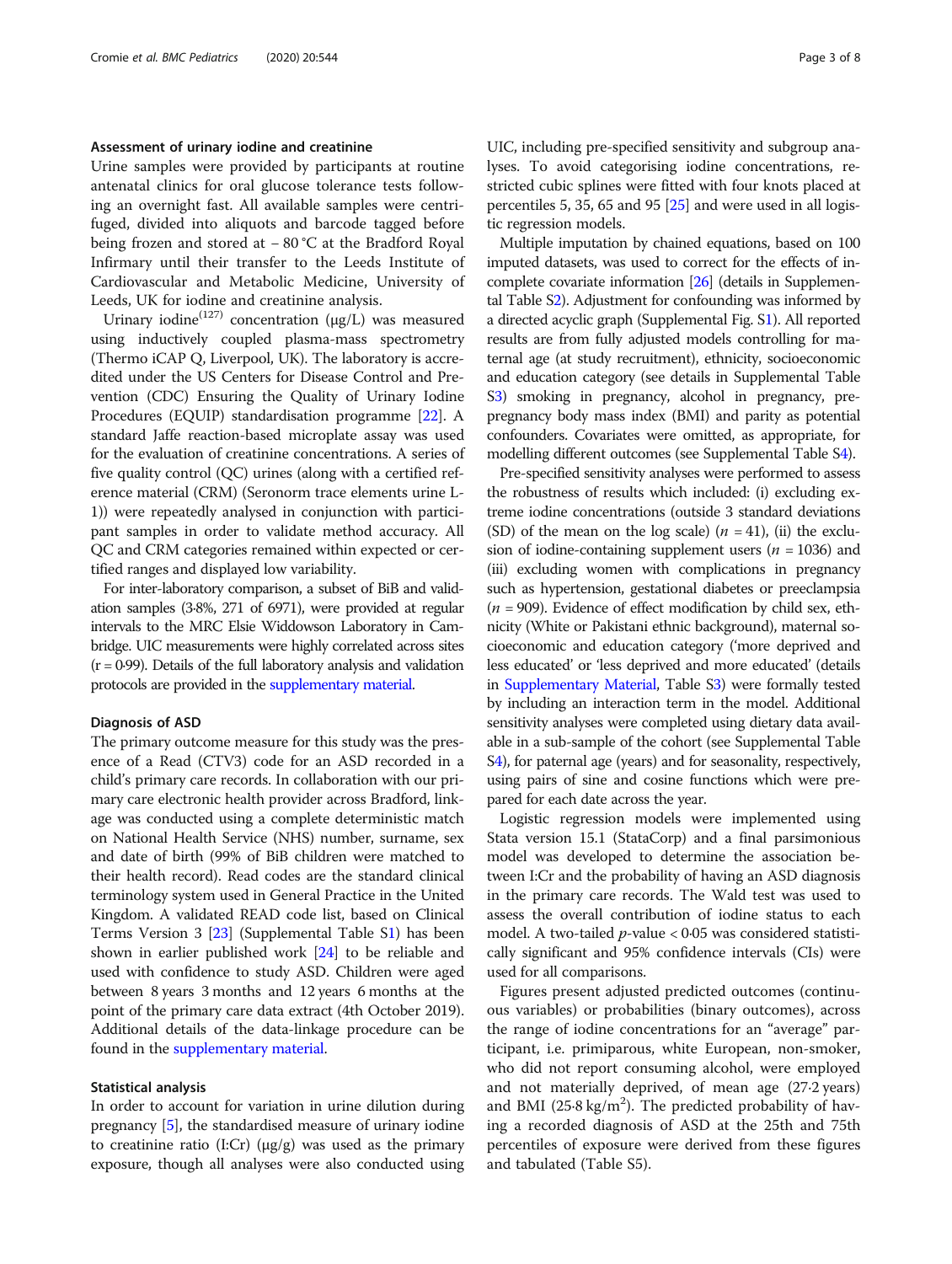### Assessment of urinary iodine and creatinine

Urine samples were provided by participants at routine antenatal clinics for oral glucose tolerance tests following an overnight fast. All available samples were centrifuged, divided into aliquots and barcode tagged before being frozen and stored at − 80 °C at the Bradford Royal Infirmary until their transfer to the Leeds Institute of Cardiovascular and Metabolic Medicine, University of Leeds, UK for iodine and creatinine analysis.

Urinary iodine$^{(127)}$ concentration (μg/L) was measured using inductively coupled plasma-mass spectrometry (Thermo iCAP Q, Liverpool, UK). The laboratory is accredited under the US Centers for Disease Control and Prevention (CDC) Ensuring the Quality of Urinary Iodine Procedures (EQUIP) standardisation programme [22]. A standard Jaffe reaction-based microplate assay was used for the evaluation of creatinine concentrations. A series of five quality control (QC) urines (along with a certified reference material (CRM) (Seronorm trace elements urine L-1)) were repeatedly analysed in conjunction with participant samples in order to validate method accuracy. All QC and CRM categories remained within expected or certified ranges and displayed low variability.

For inter-laboratory comparison, a subset of BiB and validation samples (3·8%, 271 of 6971), were provided at regular intervals to the MRC Elsie Widdowson Laboratory in Cambridge. UIC measurements were highly correlated across sites (r = 0·99). Details of the full laboratory analysis and validation protocols are provided in the supplementary material.

### Diagnosis of ASD

The primary outcome measure for this study was the presence of a Read (CTV3) code for an ASD recorded in a child's primary care records. In collaboration with our primary care electronic health provider across Bradford, linkage was conducted using a complete deterministic match on National Health Service (NHS) number, surname, sex and date of birth (99% of BiB children were matched to their health record). Read codes are the standard clinical terminology system used in General Practice in the United Kingdom. A validated READ code list, based on Clinical Terms Version 3 [23] (Supplemental Table S1) has been shown in earlier published work [24] to be reliable and used with confidence to study ASD. Children were aged between 8 years 3 months and 12 years 6 months at the point of the primary care data extract (4th October 2019). Additional details of the data-linkage procedure can be found in the supplementary material.

### Statistical analysis

In order to account for variation in urine dilution during pregnancy [5], the standardised measure of urinary iodine to creatinine ratio (I:Cr) (μg/g) was used as the primary exposure, though all analyses were also conducted using UIC, including pre-specified sensitivity and subgroup analyses. To avoid categorising iodine concentrations, restricted cubic splines were fitted with four knots placed at percentiles 5, 35, 65 and 95 [25] and were used in all logistic regression models.

Multiple imputation by chained equations, based on 100 imputed datasets, was used to correct for the effects of incomplete covariate information [26] (details in Supplemental Table S2). Adjustment for confounding was informed by a directed acyclic graph (Supplemental Fig. S1). All reported results are from fully adjusted models controlling for maternal age (at study recruitment), ethnicity, socioeconomic and education category (see details in Supplemental Table S3) smoking in pregnancy, alcohol in pregnancy, pre-pregnancy body mass index (BMI) and parity as potential confounders. Covariates were omitted, as appropriate, for modelling different outcomes (see Supplemental Table S4).

Pre-specified sensitivity analyses were performed to assess the robustness of results which included: (i) excluding extreme iodine concentrations (outside 3 standard deviations (SD) of the mean on the log scale) ($n$ = 41), (ii) the exclusion of iodine-containing supplement users ($n$ = 1036) and (iii) excluding women with complications in pregnancy such as hypertension, gestational diabetes or preeclampsia ($n$ = 909). Evidence of effect modification by child sex, ethnicity (White or Pakistani ethnic background), maternal socioeconomic and education category ('more deprived and less educated' or 'less deprived and more educated' (details in Supplementary Material, Table S3) were formally tested by including an interaction term in the model. Additional sensitivity analyses were completed using dietary data available in a sub-sample of the cohort (see Supplemental Table S4), for paternal age (years) and for seasonality, respectively, using pairs of sine and cosine functions which were prepared for each date across the year.

Logistic regression models were implemented using Stata version 15.1 (StataCorp) and a final parsimonious model was developed to determine the association between I:Cr and the probability of having an ASD diagnosis in the primary care records. The Wald test was used to assess the overall contribution of iodine status to each model. A two-tailed $p$-value < 0·05 was considered statistically significant and 95% confidence intervals (CIs) were used for all comparisons.

Figures present adjusted predicted outcomes (continuous variables) or probabilities (binary outcomes), across the range of iodine concentrations for an "average" participant, i.e. primiparous, white European, non-smoker, who did not report consuming alcohol, were employed and not materially deprived, of mean age (27·2 years) and BMI (25·8 kg/m$^2$). The predicted probability of having a recorded diagnosis of ASD at the 25th and 75th percentiles of exposure were derived from these figures and tabulated (Table S5).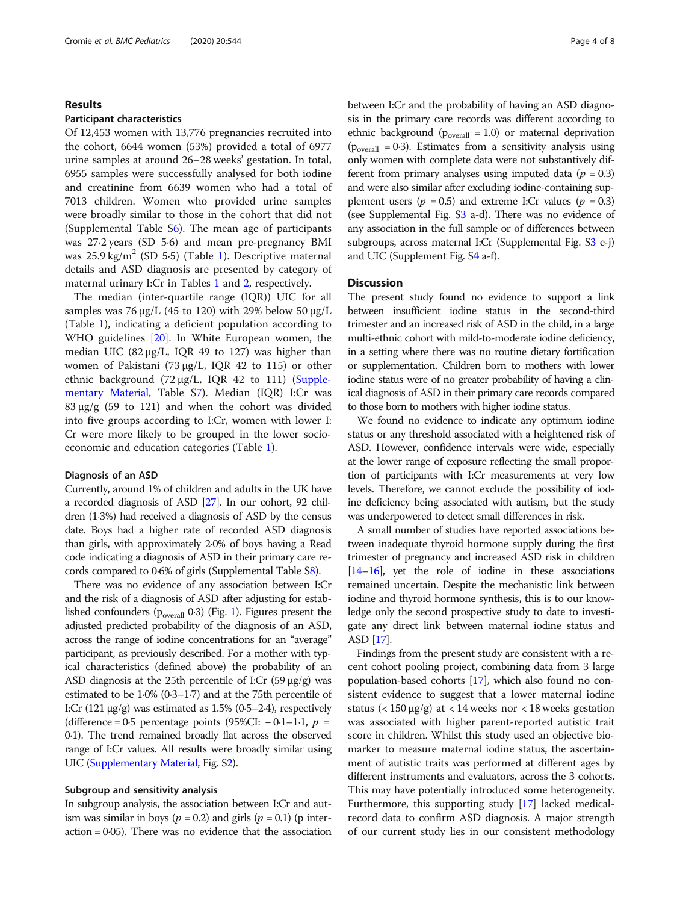## Results

### Participant characteristics

Of 12,453 women with 13,776 pregnancies recruited into the cohort, 6644 women (53%) provided a total of 6977 urine samples at around 26–28 weeks' gestation. In total, 6955 samples were successfully analysed for both iodine and creatinine from 6639 women who had a total of 7013 children. Women who provided urine samples were broadly similar to those in the cohort that did not (Supplemental Table S6). The mean age of participants was 27·2 years (SD 5·6) and mean pre-pregnancy BMI was 25.9 kg/m$^2$ (SD 5·5) (Table 1). Descriptive maternal details and ASD diagnosis are presented by category of maternal urinary I:Cr in Tables 1 and 2, respectively.

The median (inter-quartile range (IQR)) UIC for all samples was 76 μg/L (45 to 120) with 29% below 50 μg/L (Table 1), indicating a deficient population according to WHO guidelines [20]. In White European women, the median UIC (82 μg/L, IQR 49 to 127) was higher than women of Pakistani (73 μg/L, IQR 42 to 115) or other ethnic background (72 μg/L, IQR 42 to 111) (Supplementary Material, Table S7). Median (IQR) I:Cr was 83 μg/g (59 to 121) and when the cohort was divided into five groups according to I:Cr, women with lower I:Cr were more likely to be grouped in the lower socio-economic and education categories (Table 1).

### Diagnosis of an ASD

Currently, around 1% of children and adults in the UK have a recorded diagnosis of ASD [27]. In our cohort, 92 children (1·3%) had received a diagnosis of ASD by the census date. Boys had a higher rate of recorded ASD diagnosis than girls, with approximately 2·0% of boys having a Read code indicating a diagnosis of ASD in their primary care records compared to 0·6% of girls (Supplemental Table S8).

There was no evidence of any association between I:Cr and the risk of a diagnosis of ASD after adjusting for established confounders ($p_{overall}$ 0·3) (Fig. 1). Figures present the adjusted predicted probability of the diagnosis of an ASD, across the range of iodine concentrations for an "average" participant, as previously described. For a mother with typical characteristics (defined above) the probability of an ASD diagnosis at the 25th percentile of I:Cr (59 μg/g) was estimated to be 1·0% (0·3–1·7) and at the 75th percentile of I:Cr (121 μg/g) was estimated as 1·5% (0·5–2·4), respectively (difference = 0·5 percentage points (95%CI: − 0·1–1·1, $p$ = 0·1). The trend remained broadly flat across the observed range of I:Cr values. All results were broadly similar using UIC (Supplementary Material, Fig. S2).

### Subgroup and sensitivity analysis

In subgroup analysis, the association between I:Cr and autism was similar in boys ($p$ = 0.2) and girls ($p$ = 0.1) (p interaction = 0·05). There was no evidence that the association between I:Cr and the probability of having an ASD diagnosis in the primary care records was different according to ethnic background ($p_{overall}$ = 1.0) or maternal deprivation ($p_{overall}$ = 0·3). Estimates from a sensitivity analysis using only women with complete data were not substantively different from primary analyses using imputed data ($p$ = 0.3) and were also similar after excluding iodine-containing supplement users ($p$ = 0.5) and extreme I:Cr values ($p$ = 0.3) (see Supplemental Fig. S3 a-d). There was no evidence of any association in the full sample or of differences between subgroups, across maternal I:Cr (Supplemental Fig. S3 e-j) and UIC (Supplement Fig. S4 a-f).

## Discussion

The present study found no evidence to support a link between insufficient iodine status in the second-third trimester and an increased risk of ASD in the child, in a large multi-ethnic cohort with mild-to-moderate iodine deficiency, in a setting where there was no routine dietary fortification or supplementation. Children born to mothers with lower iodine status were of no greater probability of having a clinical diagnosis of ASD in their primary care records compared to those born to mothers with higher iodine status.

We found no evidence to indicate any optimum iodine status or any threshold associated with a heightened risk of ASD. However, confidence intervals were wide, especially at the lower range of exposure reflecting the small proportion of participants with I:Cr measurements at very low levels. Therefore, we cannot exclude the possibility of iodine deficiency being associated with autism, but the study was underpowered to detect small differences in risk.

A small number of studies have reported associations between inadequate thyroid hormone supply during the first trimester of pregnancy and increased ASD risk in children [14–16], yet the role of iodine in these associations remained uncertain. Despite the mechanistic link between iodine and thyroid hormone synthesis, this is to our knowledge only the second prospective study to date to investigate any direct link between maternal iodine status and ASD [17].

Findings from the present study are consistent with a recent cohort pooling project, combining data from 3 large population-based cohorts [17], which also found no consistent evidence to suggest that a lower maternal iodine status (< 150 μg/g) at < 14 weeks nor < 18 weeks gestation was associated with higher parent-reported autistic trait score in children. Whilst this study used an objective biomarker to measure maternal iodine status, the ascertainment of autistic traits was performed at different ages by different instruments and evaluators, across the 3 cohorts. This may have potentially introduced some heterogeneity. Furthermore, this supporting study [17] lacked medical-record data to confirm ASD diagnosis. A major strength of our current study lies in our consistent methodology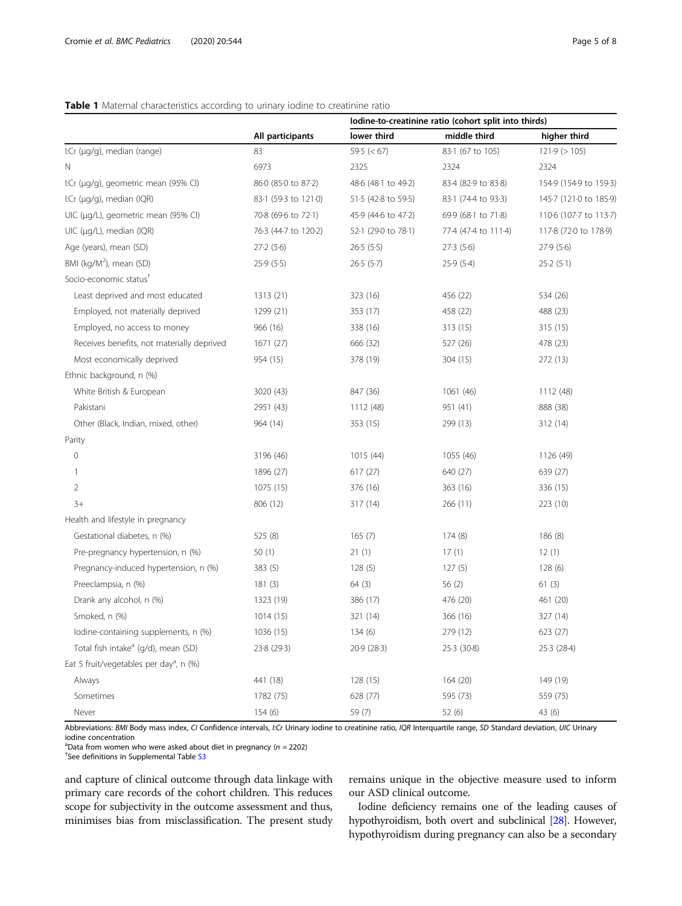**Table 1** Maternal characteristics according to urinary iodine to creatinine ratio

| | All participants | Iodine-to-creatinine ratio (cohort split into thirds) | | |
|---|---|---|---|---|
| | | lower third | middle third | higher third |
| I:Cr (μg/g), median (range) | 83 | 59·5 (< 67) | 83·1 (67 to 105) | 121·9 (> 105) |
| N | 6973 | 2325 | 2324 | 2324 |
| I:Cr (μg/g), geometric mean (95% CI) | 86·0 (85·0 to 87·2) | 48·6 (48·1 to 49·2) | 83·4 (82·9 to 83·8) | 154·9 (154·9 to 159·3) |
| I:Cr (μg/g), median (IQR) | 83·1 (59·3 to 121·0) | 51·5 (42·8 to 59·5) | 83·1 (74·4 to 93·3) | 145·7 (121·0 to 185·9) |
| UIC (μg/L), geometric mean (95% CI) | 70·8 (69·6 to 72·1) | 45·9 (44·6 to 47·2) | 69·9 (68·1 to 71·8) | 110·6 (107·7 to 113·7) |
| UIC (μg/L), median (IQR) | 76·3 (44·7 to 120·2) | 52·1 (29·0 to 78·1) | 77·4 (47·4 to 111·4) | 117·8 (72·0 to 178·9) |
| Age (years), mean (SD) | 27·2 (5·6) | 26·5 (5·5) | 27·3 (5·6) | 27·9 (5·6) |
| BMI (kg/M$^2$), mean (SD) | 25·9 (5·5) | 26·5 (5·7) | 25·9 (5·4) | 25·2 (5·1) |
| Socio-economic status[†] | | | | |
| Least deprived and most educated | 1313 (21) | 323 (16) | 456 (22) | 534 (26) |
| Employed, not materially deprived | 1299 (21) | 353 (17) | 458 (22) | 488 (23) |
| Employed, no access to money | 966 (16) | 338 (16) | 313 (15) | 315 (15) |
| Receives benefits, not materially deprived | 1671 (27) | 666 (32) | 527 (26) | 478 (23) |
| Most economically deprived | 954 (15) | 378 (19) | 304 (15) | 272 (13) |
| Ethnic background, n (%) | | | | |
| White British & European | 3020 (43) | 847 (36) | 1061 (46) | 1112 (48) |
| Pakistani | 2951 (43) | 1112 (48) | 951 (41) | 888 (38) |
| Other (Black, Indian, mixed, other) | 964 (14) | 353 (15) | 299 (13) | 312 (14) |
| Parity | | | | |
| 0 | 3196 (46) | 1015 (44) | 1055 (46) | 1126 (49) |
| 1 | 1896 (27) | 617 (27) | 640 (27) | 639 (27) |
| 2 | 1075 (15) | 376 (16) | 363 (16) | 336 (15) |
| 3+ | 806 (12) | 317 (14) | 266 (11) | 223 (10) |
| Health and lifestyle in pregnancy | | | | |
| Gestational diabetes, n (%) | 525 (8) | 165 (7) | 174 (8) | 186 (8) |
| Pre-pregnancy hypertension, n (%) | 50 (1) | 21 (1) | 17 (1) | 12 (1) |
| Pregnancy-induced hypertension, n (%) | 383 (5) | 128 (5) | 127 (5) | 128 (6) |
| Preeclampsia, n (%) | 181 (3) | 64 (3) | 56 (2) | 61 (3) |
| Drank any alcohol, n (%) | 1323 (19) | 386 (17) | 476 (20) | 461 (20) |
| Smoked, n (%) | 1014 (15) | 321 (14) | 366 (16) | 327 (14) |
| Iodine-containing supplements, n (%) | 1036 (15) | 134 (6) | 279 (12) | 623 (27) |
| Total fish intake[a] (g/d), mean (SD) | 23·8 (29·3) | 20·9 (28·3) | 25·3 (30·8) | 25·3 (28·4) |
| Eat 5 fruit/vegetables per day[a], n (%) | | | | |
| Always | 441 (18) | 128 (15) | 164 (20) | 149 (19) |
| Sometimes | 1782 (75) | 628 (77) | 595 (73) | 559 (75) |
| Never | 154 (6) | 59 (7) | 52 (6) | 43 (6) |

Abbreviations: *BMI* Body mass index, *CI* Confidence intervals, *I:Cr* Urinary iodine to creatinine ratio, *IQR* Interquartile range, *SD* Standard deviation, *UIC* Urinary iodine concentration

[a]Data from women who were asked about diet in pregnancy ($n$ = 2202)

[†]See definitions in Supplemental Table S3

and capture of clinical outcome through data linkage with primary care records of the cohort children. This reduces scope for subjectivity in the outcome assessment and thus, minimises bias from misclassification. The present study remains unique in the objective measure used to inform our ASD clinical outcome.

Iodine deficiency remains one of the leading causes of hypothyroidism, both overt and subclinical [28]. However, hypothyroidism during pregnancy can also be a secondary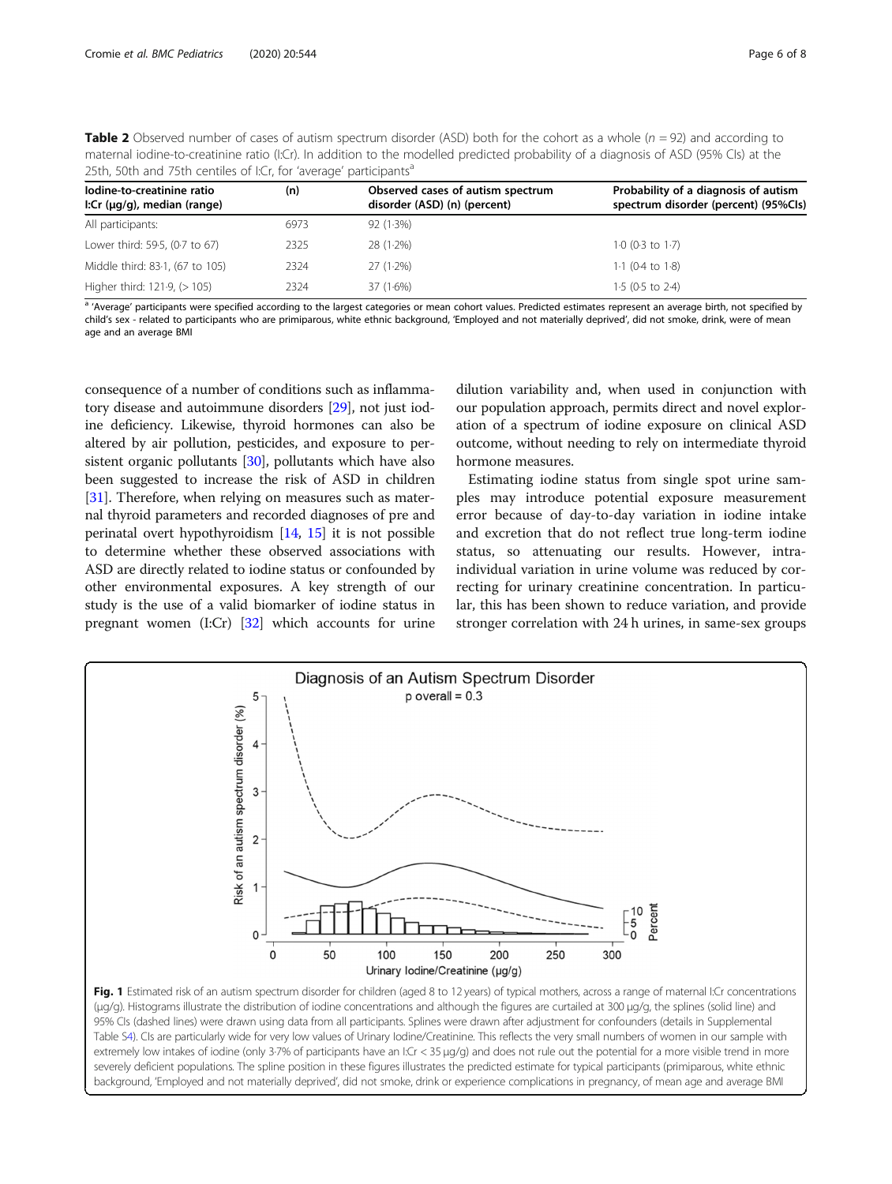**Table 2** Observed number of cases of autism spectrum disorder (ASD) both for the cohort as a whole ($n = 92$) and according to maternal iodine-to-creatinine ratio (I:Cr). In addition to the modelled predicted probability of a diagnosis of ASD (95% CIs) at the 25th, 50th and 75th centiles of I:Cr, for 'average' participants[a]

| Iodine-to-creatinine ratio I:Cr (μg/g), median (range) | (n) | Observed cases of autism spectrum disorder (ASD) (n) (percent) | Probability of a diagnosis of autism spectrum disorder (percent) (95%CIs) |
|---|---|---|---|
| All participants: | 6973 | 92 (1·3%) | |
| Lower third: 59·5, (0·7 to 67) | 2325 | 28 (1·2%) | 1·0 (0·3 to 1·7) |
| Middle third: 83·1, (67 to 105) | 2324 | 27 (1·2%) | 1·1 (0·4 to 1·8) |
| Higher third: 121·9, (> 105) | 2324 | 37 (1·6%) | 1·5 (0·5 to 2·4) |

[a] 'Average' participants were specified according to the largest categories or mean cohort values. Predicted estimates represent an average birth, not specified by child's sex - related to participants who are primiparous, white ethnic background, 'Employed and not materially deprived', did not smoke, drink, were of mean age and an average BMI

consequence of a number of conditions such as inflammatory disease and autoimmune disorders [29], not just iodine deficiency. Likewise, thyroid hormones can also be altered by air pollution, pesticides, and exposure to persistent organic pollutants [30], pollutants which have also been suggested to increase the risk of ASD in children [31]. Therefore, when relying on measures such as maternal thyroid parameters and recorded diagnoses of pre and perinatal overt hypothyroidism [14, 15] it is not possible to determine whether these observed associations with ASD are directly related to iodine status or confounded by other environmental exposures. A key strength of our study is the use of a valid biomarker of iodine status in pregnant women (I:Cr) [32] which accounts for urine dilution variability and, when used in conjunction with our population approach, permits direct and novel exploration of a spectrum of iodine exposure on clinical ASD outcome, without needing to rely on intermediate thyroid hormone measures.

Estimating iodine status from single spot urine samples may introduce potential exposure measurement error because of day-to-day variation in iodine intake and excretion that do not reflect true long-term iodine status, so attenuating our results. However, intra-individual variation in urine volume was reduced by correcting for urinary creatinine concentration. In particular, this has been shown to reduce variation, and provide stronger correlation with 24 h urines, in same-sex groups

**Fig. 1** Estimated risk of an autism spectrum disorder for children (aged 8 to 12 years) of typical mothers, across a range of maternal I:Cr concentrations (μg/g). Histograms illustrate the distribution of iodine concentrations and although the figures are curtailed at 300 μg/g, the splines (solid line) and 95% CIs (dashed lines) were drawn using data from all participants. Splines were drawn after adjustment for confounders (details in Supplemental Table S4). CIs are particularly wide for very low values of Urinary Iodine/Creatinine. This reflects the very small numbers of women in our sample with extremely low intakes of iodine (only 3·7% of participants have an I:Cr < 35 μg/g) and does not rule out the potential for a more visible trend in more severely deficient populations. The spline position in these figures illustrates the predicted estimate for typical participants (primiparous, white ethnic background, 'Employed and not materially deprived', did not smoke, drink or experience complications in pregnancy, of mean age and average BMI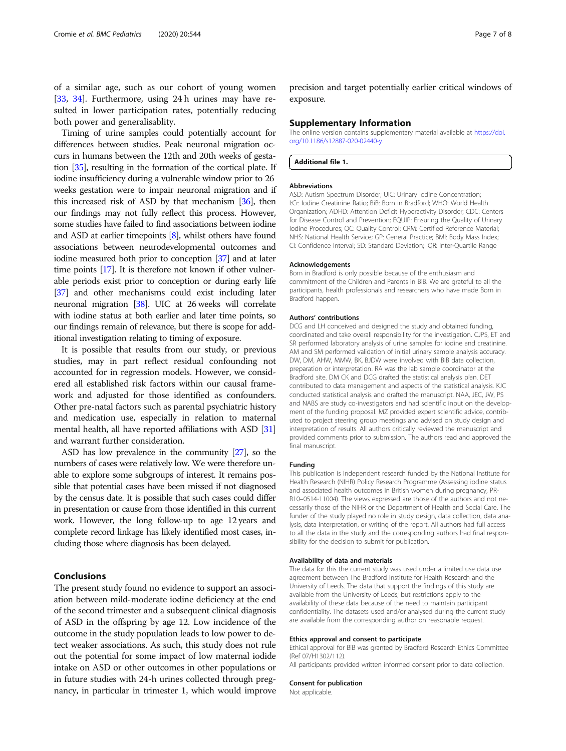of a similar age, such as our cohort of young women [33, 34]. Furthermore, using 24 h urines may have resulted in lower participation rates, potentially reducing both power and generalisablity.

Timing of urine samples could potentially account for differences between studies. Peak neuronal migration occurs in humans between the 12th and 20th weeks of gestation [35], resulting in the formation of the cortical plate. If iodine insufficiency during a vulnerable window prior to 26 weeks gestation were to impair neuronal migration and if this increased risk of ASD by that mechanism [36], then our findings may not fully reflect this process. However, some studies have failed to find associations between iodine and ASD at earlier timepoints [8], whilst others have found associations between neurodevelopmental outcomes and iodine measured both prior to conception [37] and at later time points [17]. It is therefore not known if other vulnerable periods exist prior to conception or during early life [37] and other mechanisms could exist including later neuronal migration [38]. UIC at 26 weeks will correlate with iodine status at both earlier and later time points, so our findings remain of relevance, but there is scope for additional investigation relating to timing of exposure.

It is possible that results from our study, or previous studies, may in part reflect residual confounding not accounted for in regression models. However, we considered all established risk factors within our causal framework and adjusted for those identified as confounders. Other pre-natal factors such as parental psychiatric history and medication use, especially in relation to maternal mental health, all have reported affiliations with ASD [31] and warrant further consideration.

ASD has low prevalence in the community [27], so the numbers of cases were relatively low. We were therefore unable to explore some subgroups of interest. It remains possible that potential cases have been missed if not diagnosed by the census date. It is possible that such cases could differ in presentation or cause from those identified in this current work. However, the long follow-up to age 12 years and complete record linkage has likely identified most cases, including those where diagnosis has been delayed.

## Conclusions

The present study found no evidence to support an association between mild-moderate iodine deficiency at the end of the second trimester and a subsequent clinical diagnosis of ASD in the offspring by age 12. Low incidence of the outcome in the study population leads to low power to detect weaker associations. As such, this study does not rule out the potential for some impact of low maternal iodide intake on ASD or other outcomes in other populations or in future studies with 24-h urines collected through pregnancy, in particular in trimester 1, which would improve precision and target potentially earlier critical windows of exposure.

## Supplementary Information

The online version contains supplementary material available at https://doi.org/10.1186/s12887-020-02440-y.

**Additional file 1.**

#### Abbreviations

ASD: Autism Spectrum Disorder; UIC: Urinary Iodine Concentration; I:Cr: Iodine Creatinine Ratio; BiB: Born in Bradford; WHO: World Health Organization; ADHD: Attention Deficit Hyperactivity Disorder; CDC: Centers for Disease Control and Prevention; EQUIP: Ensuring the Quality of Urinary Iodine Procedures; QC: Quality Control; CRM: Certified Reference Material; NHS: National Health Service; GP: General Practice; BMI: Body Mass Index; CI: Confidence Interval; SD: Standard Deviation; IQR: Inter-Quartile Range

#### Acknowledgements

Born in Bradford is only possible because of the enthusiasm and commitment of the Children and Parents in BiB. We are grateful to all the participants, health professionals and researchers who have made Born in Bradford happen.

#### Authors' contributions

DCG and LH conceived and designed the study and obtained funding, coordinated and take overall responsibility for the investigation. CJPS, ET and SR performed laboratory analysis of urine samples for iodine and creatinine. AM and SM performed validation of initial urinary sample analysis accuracy. DW, DM, AHW, MMW, BK, BJDW were involved with BiB data collection, preparation or interpretation. RA was the lab sample coordinator at the Bradford site. DM CK and DCG drafted the statistical analysis plan. DET contributed to data management and aspects of the statistical analysis. KJC conducted statistical analysis and drafted the manuscript. NAA, JEC, JW, PS and NABS are study co-investigators and had scientific input on the development of the funding proposal. MZ provided expert scientific advice, contributed to project steering group meetings and advised on study design and interpretation of results. All authors critically reviewed the manuscript and provided comments prior to submission. The authors read and approved the final manuscript.

#### Funding

This publication is independent research funded by the National Institute for Health Research (NIHR) Policy Research Programme (Assessing iodine status and associated health outcomes in British women during pregnancy, PR-R10–0514-11004). The views expressed are those of the authors and not necessarily those of the NIHR or the Department of Health and Social Care. The funder of the study played no role in study design, data collection, data analysis, data interpretation, or writing of the report. All authors had full access to all the data in the study and the corresponding authors had final responsibility for the decision to submit for publication.

#### Availability of data and materials

The data for this the current study was used under a limited use data use agreement between The Bradford Institute for Health Research and the University of Leeds. The data that support the findings of this study are available from the University of Leeds; but restrictions apply to the availability of these data because of the need to maintain participant confidentiality. The datasets used and/or analysed during the current study are available from the corresponding author on reasonable request.

#### Ethics approval and consent to participate

Ethical approval for BiB was granted by Bradford Research Ethics Committee (Ref 07/H1302/112).

All participants provided written informed consent prior to data collection.

#### Consent for publication

Not applicable.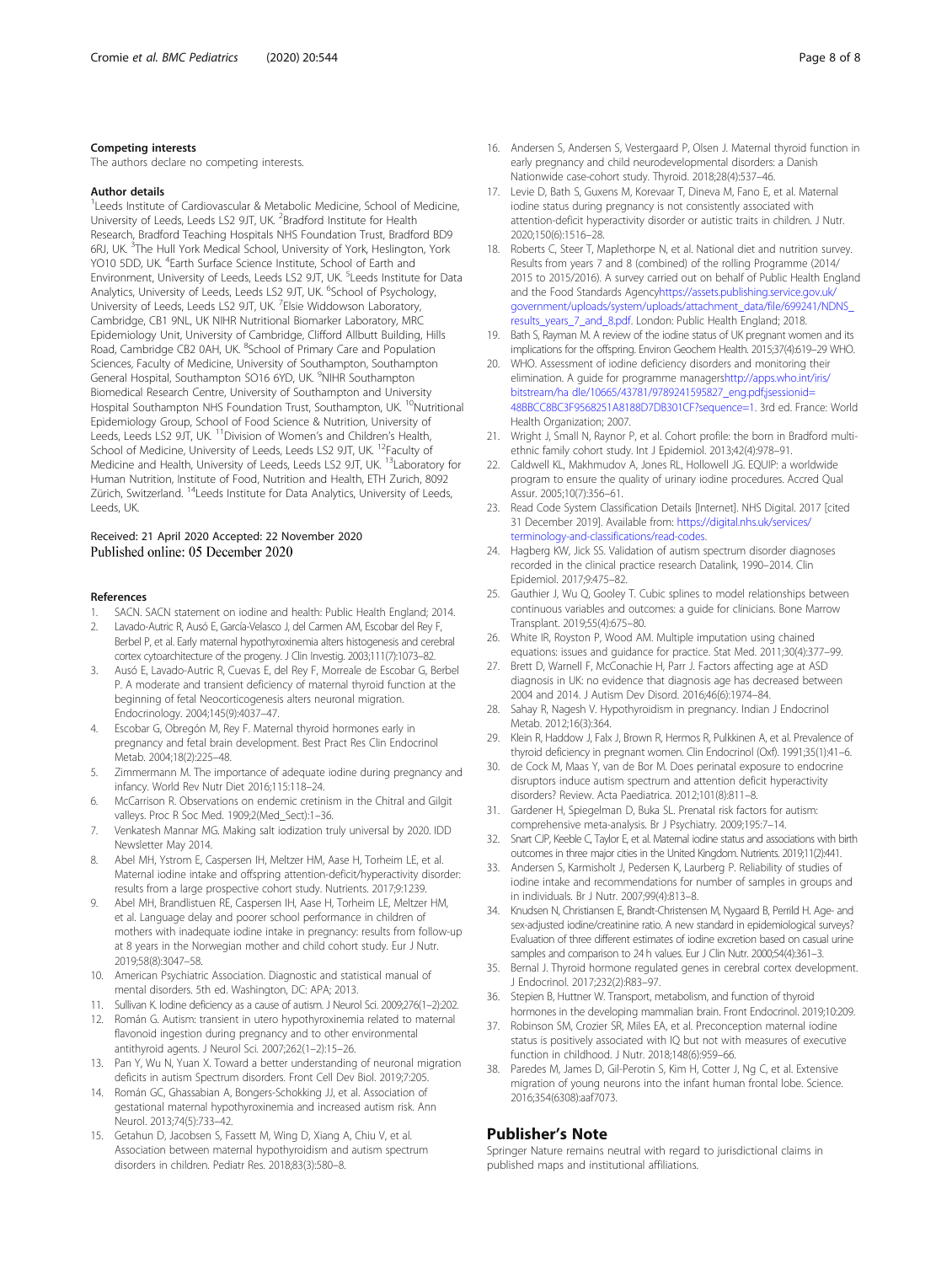### Competing interests

The authors declare no competing interests.

### Author details

[1]Leeds Institute of Cardiovascular & Metabolic Medicine, School of Medicine, University of Leeds, Leeds LS2 9JT, UK. [2]Bradford Institute for Health Research, Bradford Teaching Hospitals NHS Foundation Trust, Bradford BD9 6RJ, UK. [3]The Hull York Medical School, University of York, Heslington, York YO10 5DD, UK. [4]Earth Surface Science Institute, School of Earth and Environment, University of Leeds, Leeds LS2 9JT, UK. [5]Leeds Institute for Data Analytics, University of Leeds, Leeds LS2 9JT, UK. [6]School of Psychology, University of Leeds, Leeds LS2 9JT, UK. [7]Elsie Widdowson Laboratory, Cambridge, CB1 9NL, UK NIHR Nutritional Biomarker Laboratory, MRC Epidemiology Unit, University of Cambridge, Clifford Allbutt Building, Hills Road, Cambridge CB2 0AH, UK. [8]School of Primary Care and Population Sciences, Faculty of Medicine, University of Southampton, Southampton General Hospital, Southampton SO16 6YD, UK. [9]NIHR Southampton Biomedical Research Centre, University of Southampton and University Hospital Southampton NHS Foundation Trust, Southampton, UK. [10]Nutritional Epidemiology Group, School of Food Science & Nutrition, University of Leeds, Leeds LS2 9JT, UK. [11]Division of Women's and Children's Health, School of Medicine, University of Leeds, Leeds LS2 9JT, UK. [12]Faculty of Medicine and Health, University of Leeds, Leeds LS2 9JT, UK. [13]Laboratory for Human Nutrition, Institute of Food, Nutrition and Health, ETH Zurich, 8092 Zürich, Switzerland. [14]Leeds Institute for Data Analytics, University of Leeds, Leeds, UK.

Received: 21 April 2020 Accepted: 22 November 2020
Published online: 05 December 2020

### References

1. SACN. SACN statement on iodine and health: Public Health England; 2014.
2. Lavado-Autric R, Ausó E, García-Velasco J, del Carmen AM, Escobar del Rey F, Berbel P, et al. Early maternal hypothyroxinemia alters histogenesis and cerebral cortex cytoarchitecture of the progeny. J Clin Investig. 2003;111(7):1073–82.
3. Ausó E, Lavado-Autric R, Cuevas E, del Rey F, Morreale de Escobar G, Berbel P. A moderate and transient deficiency of maternal thyroid function at the beginning of fetal Neocorticogenesis alters neuronal migration. Endocrinology. 2004;145(9):4037–47.
4. Escobar G, Obregón M, Rey F. Maternal thyroid hormones early in pregnancy and fetal brain development. Best Pract Res Clin Endocrinol Metab. 2004;18(2):225–48.
5. Zimmermann M. The importance of adequate iodine during pregnancy and infancy. World Rev Nutr Diet 2016;115:118–24.
6. McCarrison R. Observations on endemic cretinism in the Chitral and Gilgit valleys. Proc R Soc Med. 1909;2(Med_Sect):1–36.
7. Venkatesh Mannar MG. Making salt iodization truly universal by 2020. IDD Newsletter May 2014.
8. Abel MH, Ystrom E, Caspersen IH, Meltzer HM, Aase H, Torheim LE, et al. Maternal iodine intake and offspring attention-deficit/hyperactivity disorder: results from a large prospective cohort study. Nutrients. 2017;9:1239.
9. Abel MH, Brandlistuen RE, Caspersen IH, Aase H, Torheim LE, Meltzer HM, et al. Language delay and poorer school performance in children of mothers with inadequate iodine intake in pregnancy: results from follow-up at 8 years in the Norwegian mother and child cohort study. Eur J Nutr. 2019;58(8):3047–58.
10. American Psychiatric Association. Diagnostic and statistical manual of mental disorders. 5th ed. Washington, DC: APA; 2013.
11. Sullivan K. Iodine deficiency as a cause of autism. J Neurol Sci. 2009;276(1–2):202.
12. Román G. Autism: transient in utero hypothyroxinemia related to maternal flavonoid ingestion during pregnancy and to other environmental antithyroid agents. J Neurol Sci. 2007;262(1–2):15–26.
13. Pan Y, Wu N, Yuan X. Toward a better understanding of neuronal migration deficits in autism Spectrum disorders. Front Cell Dev Biol. 2019;7:205.
14. Román GC, Ghassabian A, Bongers-Schokking JJ, et al. Association of gestational maternal hypothyroxinemia and increased autism risk. Ann Neurol. 2013;74(5):733–42.
15. Getahun D, Jacobsen S, Fassett M, Wing D, Xiang A, Chiu V, et al. Association between maternal hypothyroidism and autism spectrum disorders in children. Pediatr Res. 2018;83(3):580–8.
16. Andersen S, Andersen S, Vestergaard P, Olsen J. Maternal thyroid function in early pregnancy and child neurodevelopmental disorders: a Danish Nationwide case-cohort study. Thyroid. 2018;28(4):537–46.
17. Levie D, Bath S, Guxens M, Korevaar T, Dineva M, Fano E, et al. Maternal iodine status during pregnancy is not consistently associated with attention-deficit hyperactivity disorder or autistic traits in children. J Nutr. 2020;150(6):1516–28.
18. Roberts C, Steer T, Maplethorpe N, et al. National diet and nutrition survey. Results from years 7 and 8 (combined) of the rolling Programme (2014/2015 to 2015/2016). A survey carried out on behalf of Public Health England and the Food Standards Agencyhttps://assets.publishing.service.gov.uk/government/uploads/system/uploads/attachment_data/file/699241/NDNS_results_years_7_and_8.pdf. London: Public Health England; 2018.
19. Bath S, Rayman M. A review of the iodine status of UK pregnant women and its implications for the offspring. Environ Geochem Health. 2015;37(4):619–29 WHO.
20. WHO. Assessment of iodine deficiency disorders and monitoring their elimination. A guide for programme managershttp://apps.who.int/iris/bitstream/ha dle/10665/43781/9789241595827_eng.pdf;jsessionid=48BBCC8BC3F9568251A8188D7DB301CF?sequence=1. 3rd ed. France: World Health Organization; 2007.
21. Wright J, Small N, Raynor P, et al. Cohort profile: the born in Bradford multi-ethnic family cohort study. Int J Epidemiol. 2013;42(4):978–91.
22. Caldwell KL, Makhmudov A, Jones RL, Hollowell JG. EQUIP: a worldwide program to ensure the quality of urinary iodine procedures. Accred Qual Assur. 2005;10(7):356–61.
23. Read Code System Classification Details [Internet]. NHS Digital. 2017 [cited 31 December 2019]. Available from: https://digital.nhs.uk/services/terminology-and-classifications/read-codes.
24. Hagberg KW, Jick SS. Validation of autism spectrum disorder diagnoses recorded in the clinical practice research Datalink, 1990–2014. Clin Epidemiol. 2017;9:475–82.
25. Gauthier J, Wu Q, Gooley T. Cubic splines to model relationships between continuous variables and outcomes: a guide for clinicians. Bone Marrow Transplant. 2019;55(4):675–80.
26. White IR, Royston P, Wood AM. Multiple imputation using chained equations: issues and guidance for practice. Stat Med. 2011;30(4):377–99.
27. Brett D, Warnell F, McConachie H, Parr J. Factors affecting age at ASD diagnosis in UK: no evidence that diagnosis age has decreased between 2004 and 2014. J Autism Dev Disord. 2016;46(6):1974–84.
28. Sahay R, Nagesh V. Hypothyroidism in pregnancy. Indian J Endocrinol Metab. 2012;16(3):364.
29. Klein R, Haddow J, Falx J, Brown R, Hermos R, Pulkkinen A, et al. Prevalence of thyroid deficiency in pregnant women. Clin Endocrinol (Oxf). 1991;35(1):41–6.
30. de Cock M, Maas Y, van de Bor M. Does perinatal exposure to endocrine disruptors induce autism spectrum and attention deficit hyperactivity disorders? Review. Acta Paediatrica. 2012;101(8):811–8.
31. Gardener H, Spiegelman D, Buka SL. Prenatal risk factors for autism: comprehensive meta-analysis. Br J Psychiatry. 2009;195:7–14.
32. Snart CJP, Keeble C, Taylor E, et al. Maternal iodine status and associations with birth outcomes in three major cities in the United Kingdom. Nutrients. 2019;11(2):441.
33. Andersen S, Karmisholt J, Pedersen K, Laurberg P. Reliability of studies of iodine intake and recommendations for number of samples in groups and in individuals. Br J Nutr. 2007;99(4):813–8.
34. Knudsen N, Christiansen E, Brandt-Christensen M, Nygaard B, Perrild H. Age- and sex-adjusted iodine/creatinine ratio. A new standard in epidemiological surveys? Evaluation of three different estimates of iodine excretion based on casual urine samples and comparison to 24 h values. Eur J Clin Nutr. 2000;54(4):361–3.
35. Bernal J. Thyroid hormone regulated genes in cerebral cortex development. J Endocrinol. 2017;232(2):R83–97.
36. Stepien B, Huttner W. Transport, metabolism, and function of thyroid hormones in the developing mammalian brain. Front Endocrinol. 2019;10:209.
37. Robinson SM, Crozier SR, Miles EA, et al. Preconception maternal iodine status is positively associated with IQ but not with measures of executive function in childhood. J Nutr. 2018;148(6):959–66.
38. Paredes M, James D, Gil-Perotin S, Kim H, Cotter J, Ng C, et al. Extensive migration of young neurons into the infant human frontal lobe. Science. 2016;354(6308):aaf7073.

## Publisher's Note

Springer Nature remains neutral with regard to jurisdictional claims in published maps and institutional affiliations.